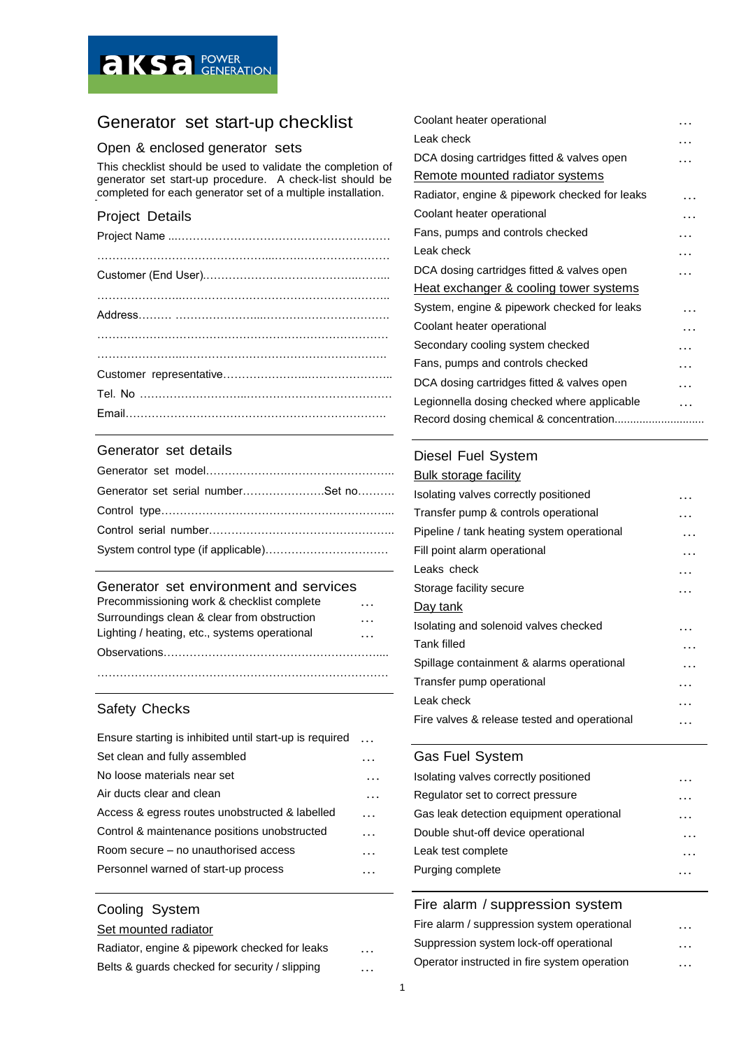aksa POWER GENERATION

# Generator set start-up checklist

## Open & enclosed generator sets

This checklist should be used to validate the completion of generator set start-up procedure. A check-list should be completed for each generator set of a multiple installation.

## Project Details

Project Name ………………………………………………………

…………………………………………………………………………

Customer (End User)………………………………………………

…………………………………………………………………………

Address……… ……………………………………………………

…………………………………………………………………………

…………………………………………………………………………

Customer representative…………………………………………

Tel. No ………………………………………………………………

Email…………………………………………………………………

## Generator set details

Generator set model…………………………………………………

Generator set serial number…………………Set no……….

Control type……………………………………………………………

Control serial number…………………………………………………

System control type (if applicable)…………………………………

## Generator set environment and services

- Precommissioning work & checklist complete …
- Surroundings clean & clear from obstruction …
- Lighting / heating, etc., systems operational …

Observations……………………………………………………………

…………………………………………………………………………

## Safety Checks

- Ensure starting is inhibited until start-up is required …
- Set clean and fully assembled …
- No loose materials near set …
- Air ducts clear and clean …
- Access & egress routes unobstructed & labelled …
- Control & maintenance positions unobstructed …
- Room secure – no unauthorised access …
- Personnel warned of start-up process …

## Cooling System

### Set mounted radiator

- Radiator, engine & pipework checked for leaks …
- Belts & guards checked for security / slipping …
- Coolant heater operational …
- Leak check …
- DCA dosing cartridges fitted & valves open …

### Remote mounted radiator systems

- Radiator, engine & pipework checked for leaks …
- Coolant heater operational …
- Fans, pumps and controls checked …
- Leak check …
- DCA dosing cartridges fitted & valves open …

### Heat exchanger & cooling tower systems

- System, engine & pipework checked for leaks …
- Coolant heater operational …
- Secondary cooling system checked …
- Fans, pumps and controls checked …
- DCA dosing cartridges fitted & valves open …
- Legionnella dosing checked where applicable …
- Record dosing chemical & concentration…………………………

## Diesel Fuel System

### Bulk storage facility

- Isolating valves correctly positioned …
- Transfer pump & controls operational …
- Pipeline / tank heating system operational …
- Fill point alarm operational …
- Leaks check …
- Storage facility secure …

### Day tank

- Isolating and solenoid valves checked …
- Tank filled …
- Spillage containment & alarms operational …
- Transfer pump operational …
- Leak check …
- Fire valves & release tested and operational …

## Gas Fuel System

- Isolating valves correctly positioned …
- Regulator set to correct pressure …
- Gas leak detection equipment operational …
- Double shut-off device operational …
- Leak test complete …
- Purging complete …

## Fire alarm / suppression system

- Fire alarm / suppression system operational …
- Suppression system lock-off operational …
- Operator instructed in fire system operation …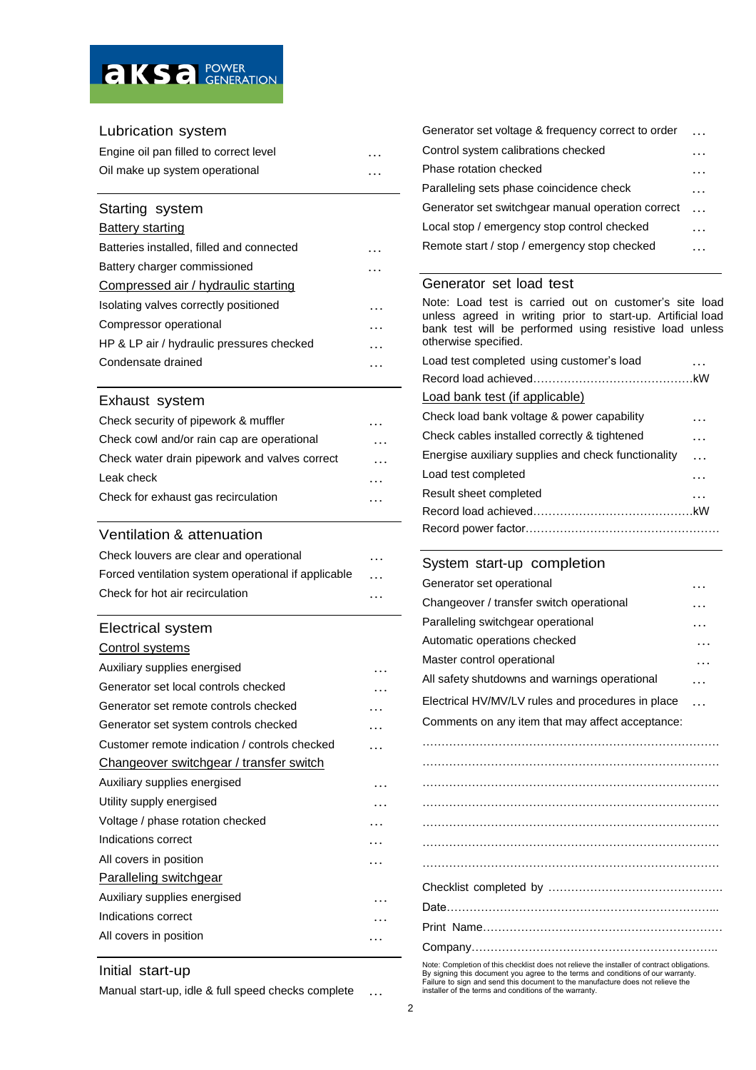## Lubrication system

Engine oil pan filled to correct level …
Oil make up system operational …

## Starting system

Battery starting

Batteries installed, filled and connected …
Battery charger commissioned …

Compressed air / hydraulic starting

Isolating valves correctly positioned …
Compressor operational …
HP & LP air / hydraulic pressures checked …
Condensate drained …

## Exhaust system

Check security of pipework & muffler …
Check cowl and/or rain cap are operational …
Check water drain pipework and valves correct …
Leak check …
Check for exhaust gas recirculation …

## Ventilation & attenuation

Check louvers are clear and operational …
Forced ventilation system operational if applicable …
Check for hot air recirculation …

## Electrical system

Control systems

Auxiliary supplies energised …
Generator set local controls checked …
Generator set remote controls checked …
Generator set system controls checked …
Customer remote indication / controls checked …

Changeover switchgear / transfer switch

Auxiliary supplies energised …
Utility supply energised …
Voltage / phase rotation checked …
Indications correct …
All covers in position …

Paralleling switchgear

Auxiliary supplies energised …
Indications correct …
All covers in position …

## Initial start-up

Manual start-up, idle & full speed checks complete …
Generator set voltage & frequency correct to order …
Control system calibrations checked …
Phase rotation checked …
Paralleling sets phase coincidence check …
Generator set switchgear manual operation correct …
Local stop / emergency stop control checked …
Remote start / stop / emergency stop checked …

## Generator set load test

Note: Load test is carried out on customer's site load unless agreed in writing prior to start-up. Artificial load bank test will be performed using resistive load unless otherwise specified.

Load test completed using customer's load …
Record load achieved……………………………………kW

Load bank test (if applicable)

Check load bank voltage & power capability …
Check cables installed correctly & tightened …
Energise auxiliary supplies and check functionality …
Load test completed …
Result sheet completed …
Record load achieved……………………………………kW
Record power factor……………………………………………

## System start-up completion

Generator set operational …
Changeover / transfer switch operational …
Paralleling switchgear operational …
Automatic operations checked …
Master control operational …
All safety shutdowns and warnings operational …
Electrical HV/MV/LV rules and procedures in place …

Comments on any item that may affect acceptance:

……………………………………………………………………
……………………………………………………………………
……………………………………………………………………
……………………………………………………………………
……………………………………………………………………
……………………………………………………………………
……………………………………………………………………

Checklist completed by ………………………………………
Date………………………………………………………………
Print Name………………………………………………………
Company…………………………………………………………

Note: Completion of this checklist does not relieve the installer of contract obligations. By signing this document you agree to the terms and conditions of our warranty. Failure to sign and send this document to the manufacture does not relieve the installer of the terms and conditions of the warranty.